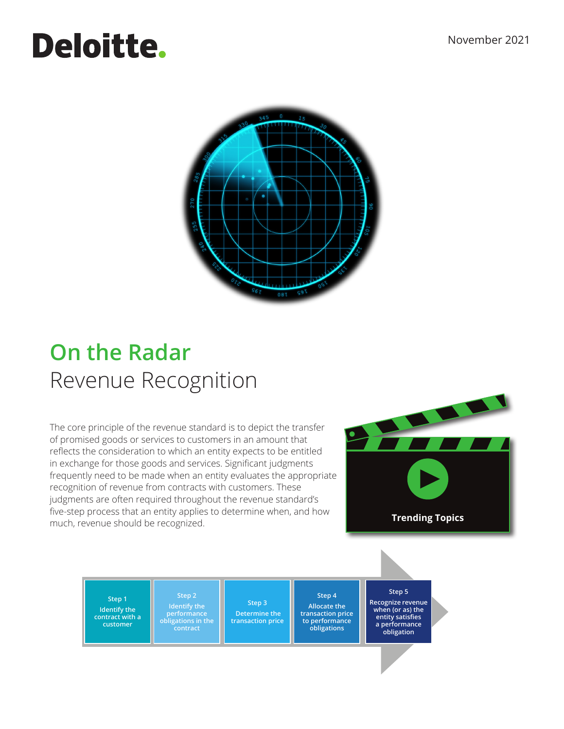Deloitte.

November 2021

# On the Radar

## Revenue Recognition

The core principle of the revenue standard is to depict the transfer of promised goods or services to customers in an amount that reflects the consideration to which an entity expects to be entitled in exchange for those goods and services. Significant judgments frequently need to be made when an entity evaluates the appropriate recognition of revenue from contracts with customers. These judgments are often required throughout the revenue standard's five-step process that an entity applies to determine when, and how much, revenue should be recognized.

**Trending Topics**

| Step 1 | Step 2 | Step 3 | Step 4 | Step 5 |
|---|---|---|---|---|
| Identify the contract with a customer | Identify the performance obligations in the contract | Determine the transaction price | Allocate the transaction price to performance obligations | Recognize revenue when (or as) the entity satisfies a performance obligation |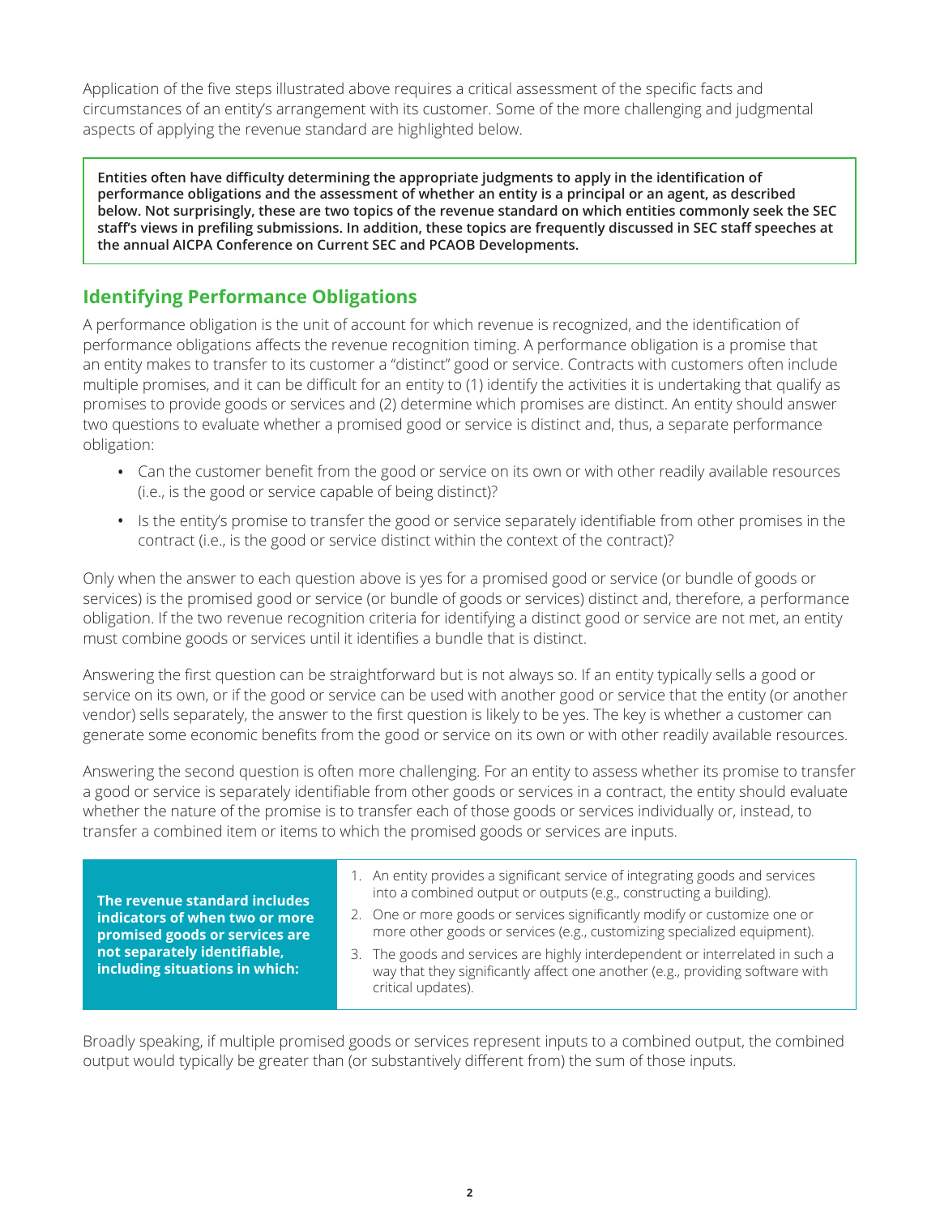Application of the five steps illustrated above requires a critical assessment of the specific facts and circumstances of an entity's arrangement with its customer. Some of the more challenging and judgmental aspects of applying the revenue standard are highlighted below.

**Entities often have difficulty determining the appropriate judgments to apply in the identification of performance obligations and the assessment of whether an entity is a principal or an agent, as described below. Not surprisingly, these are two topics of the revenue standard on which entities commonly seek the SEC staff's views in prefiling submissions. In addition, these topics are frequently discussed in SEC staff speeches at the annual AICPA Conference on Current SEC and PCAOB Developments.**

## Identifying Performance Obligations

A performance obligation is the unit of account for which revenue is recognized, and the identification of performance obligations affects the revenue recognition timing. A performance obligation is a promise that an entity makes to transfer to its customer a "distinct" good or service. Contracts with customers often include multiple promises, and it can be difficult for an entity to (1) identify the activities it is undertaking that qualify as promises to provide goods or services and (2) determine which promises are distinct. An entity should answer two questions to evaluate whether a promised good or service is distinct and, thus, a separate performance obligation:

- Can the customer benefit from the good or service on its own or with other readily available resources (i.e., is the good or service capable of being distinct)?
- Is the entity's promise to transfer the good or service separately identifiable from other promises in the contract (i.e., is the good or service distinct within the context of the contract)?

Only when the answer to each question above is yes for a promised good or service (or bundle of goods or services) is the promised good or service (or bundle of goods or services) distinct and, therefore, a performance obligation. If the two revenue recognition criteria for identifying a distinct good or service are not met, an entity must combine goods or services until it identifies a bundle that is distinct.

Answering the first question can be straightforward but is not always so. If an entity typically sells a good or service on its own, or if the good or service can be used with another good or service that the entity (or another vendor) sells separately, the answer to the first question is likely to be yes. The key is whether a customer can generate some economic benefits from the good or service on its own or with other readily available resources.

Answering the second question is often more challenging. For an entity to assess whether its promise to transfer a good or service is separately identifiable from other goods or services in a contract, the entity should evaluate whether the nature of the promise is to transfer each of those goods or services individually or, instead, to transfer a combined item or items to which the promised goods or services are inputs.

**The revenue standard includes indicators of when two or more promised goods or services are not separately identifiable, including situations in which:**

1. An entity provides a significant service of integrating goods and services into a combined output or outputs (e.g., constructing a building).
2. One or more goods or services significantly modify or customize one or more other goods or services (e.g., customizing specialized equipment).
3. The goods and services are highly interdependent or interrelated in such a way that they significantly affect one another (e.g., providing software with critical updates).

Broadly speaking, if multiple promised goods or services represent inputs to a combined output, the combined output would typically be greater than (or substantively different from) the sum of those inputs.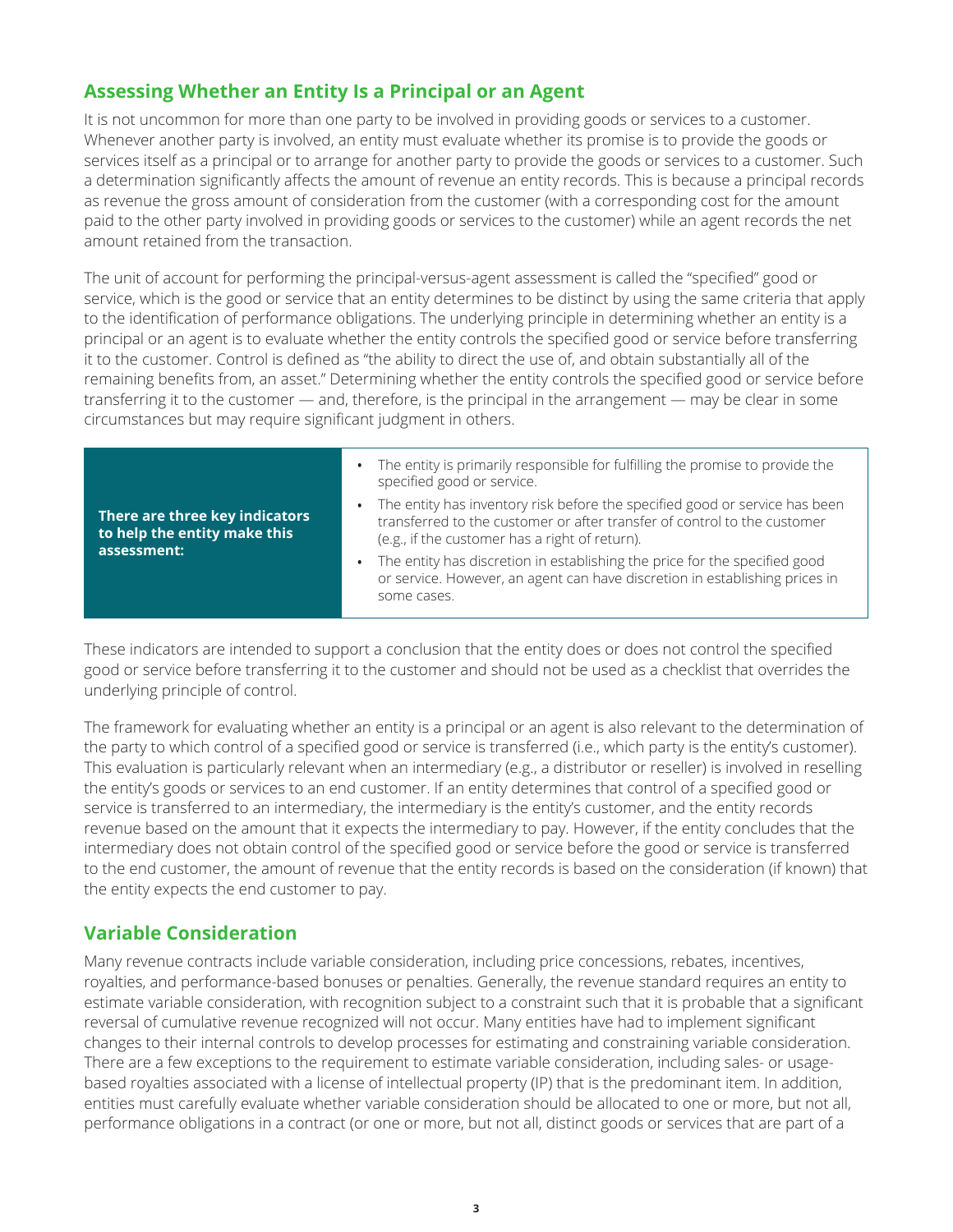## Assessing Whether an Entity Is a Principal or an Agent

It is not uncommon for more than one party to be involved in providing goods or services to a customer. Whenever another party is involved, an entity must evaluate whether its promise is to provide the goods or services itself as a principal or to arrange for another party to provide the goods or services to a customer. Such a determination significantly affects the amount of revenue an entity records. This is because a principal records as revenue the gross amount of consideration from the customer (with a corresponding cost for the amount paid to the other party involved in providing goods or services to the customer) while an agent records the net amount retained from the transaction.

The unit of account for performing the principal-versus-agent assessment is called the "specified" good or service, which is the good or service that an entity determines to be distinct by using the same criteria that apply to the identification of performance obligations. The underlying principle in determining whether an entity is a principal or an agent is to evaluate whether the entity controls the specified good or service before transferring it to the customer. Control is defined as "the ability to direct the use of, and obtain substantially all of the remaining benefits from, an asset." Determining whether the entity controls the specified good or service before transferring it to the customer — and, therefore, is the principal in the arrangement — may be clear in some circumstances but may require significant judgment in others.

**There are three key indicators to help the entity make this assessment:**

- The entity is primarily responsible for fulfilling the promise to provide the specified good or service.
- The entity has inventory risk before the specified good or service has been transferred to the customer or after transfer of control to the customer (e.g., if the customer has a right of return).
- The entity has discretion in establishing the price for the specified good or service. However, an agent can have discretion in establishing prices in some cases.

These indicators are intended to support a conclusion that the entity does or does not control the specified good or service before transferring it to the customer and should not be used as a checklist that overrides the underlying principle of control.

The framework for evaluating whether an entity is a principal or an agent is also relevant to the determination of the party to which control of a specified good or service is transferred (i.e., which party is the entity's customer). This evaluation is particularly relevant when an intermediary (e.g., a distributor or reseller) is involved in reselling the entity's goods or services to an end customer. If an entity determines that control of a specified good or service is transferred to an intermediary, the intermediary is the entity's customer, and the entity records revenue based on the amount that it expects the intermediary to pay. However, if the entity concludes that the intermediary does not obtain control of the specified good or service before the good or service is transferred to the end customer, the amount of revenue that the entity records is based on the consideration (if known) that the entity expects the end customer to pay.

## Variable Consideration

Many revenue contracts include variable consideration, including price concessions, rebates, incentives, royalties, and performance-based bonuses or penalties. Generally, the revenue standard requires an entity to estimate variable consideration, with recognition subject to a constraint such that it is probable that a significant reversal of cumulative revenue recognized will not occur. Many entities have had to implement significant changes to their internal controls to develop processes for estimating and constraining variable consideration. There are a few exceptions to the requirement to estimate variable consideration, including sales- or usage-based royalties associated with a license of intellectual property (IP) that is the predominant item. In addition, entities must carefully evaluate whether variable consideration should be allocated to one or more, but not all, performance obligations in a contract (or one or more, but not all, distinct goods or services that are part of a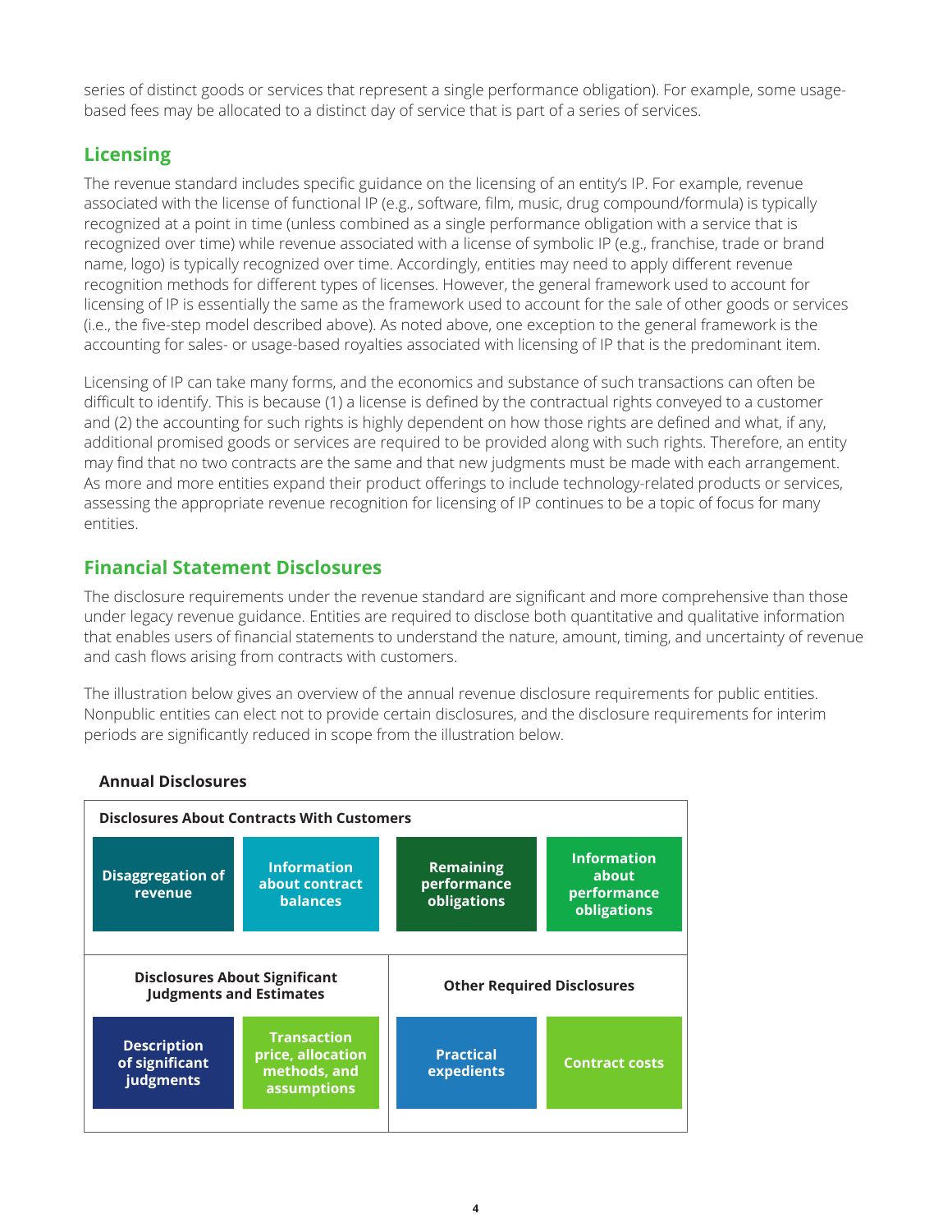series of distinct goods or services that represent a single performance obligation). For example, some usage-based fees may be allocated to a distinct day of service that is part of a series of services.

## Licensing

The revenue standard includes specific guidance on the licensing of an entity's IP. For example, revenue associated with the license of functional IP (e.g., software, film, music, drug compound/formula) is typically recognized at a point in time (unless combined as a single performance obligation with a service that is recognized over time) while revenue associated with a license of symbolic IP (e.g., franchise, trade or brand name, logo) is typically recognized over time. Accordingly, entities may need to apply different revenue recognition methods for different types of licenses. However, the general framework used to account for licensing of IP is essentially the same as the framework used to account for the sale of other goods or services (i.e., the five-step model described above). As noted above, one exception to the general framework is the accounting for sales- or usage-based royalties associated with licensing of IP that is the predominant item.

Licensing of IP can take many forms, and the economics and substance of such transactions can often be difficult to identify. This is because (1) a license is defined by the contractual rights conveyed to a customer and (2) the accounting for such rights is highly dependent on how those rights are defined and what, if any, additional promised goods or services are required to be provided along with such rights. Therefore, an entity may find that no two contracts are the same and that new judgments must be made with each arrangement. As more and more entities expand their product offerings to include technology-related products or services, assessing the appropriate revenue recognition for licensing of IP continues to be a topic of focus for many entities.

## Financial Statement Disclosures

The disclosure requirements under the revenue standard are significant and more comprehensive than those under legacy revenue guidance. Entities are required to disclose both quantitative and qualitative information that enables users of financial statements to understand the nature, amount, timing, and uncertainty of revenue and cash flows arising from contracts with customers.

The illustration below gives an overview of the annual revenue disclosure requirements for public entities. Nonpublic entities can elect not to provide certain disclosures, and the disclosure requirements for interim periods are significantly reduced in scope from the illustration below.

**Annual Disclosures**

**Disclosures About Contracts With Customers**

- Disaggregation of revenue
- Information about contract balances
- Remaining performance obligations
- Information about performance obligations

**Disclosures About Significant Judgments and Estimates**

- Description of significant judgments
- Transaction price, allocation methods, and assumptions

**Other Required Disclosures**

- Practical expedients
- Contract costs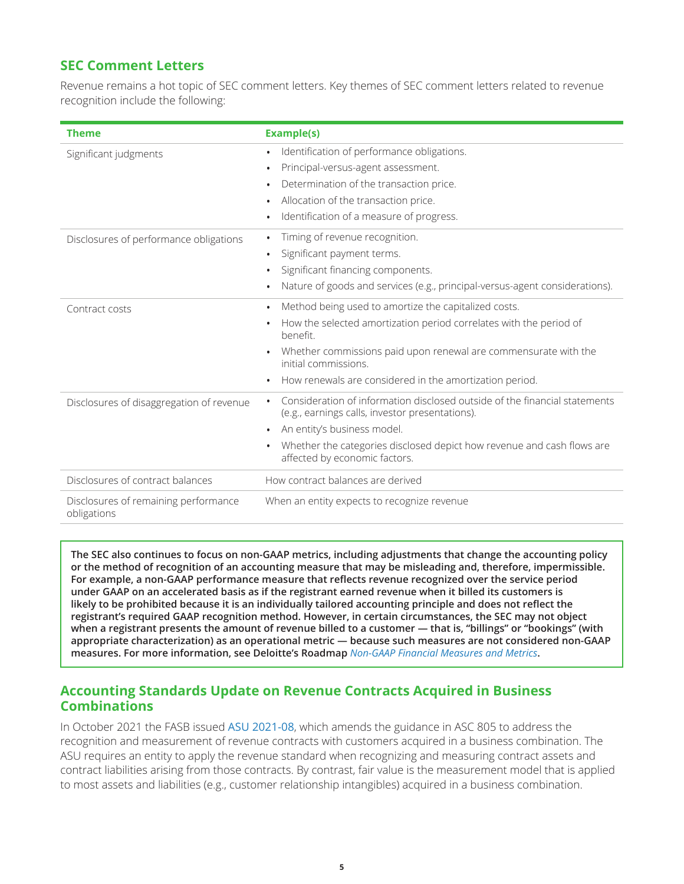## SEC Comment Letters

Revenue remains a hot topic of SEC comment letters. Key themes of SEC comment letters related to revenue recognition include the following:

| Theme | Example(s) |
| --- | --- |
| Significant judgments | • Identification of performance obligations.<br>• Principal-versus-agent assessment.<br>• Determination of the transaction price.<br>• Allocation of the transaction price.<br>• Identification of a measure of progress. |
| Disclosures of performance obligations | • Timing of revenue recognition.<br>• Significant payment terms.<br>• Significant financing components.<br>• Nature of goods and services (e.g., principal-versus-agent considerations). |
| Contract costs | • Method being used to amortize the capitalized costs.<br>• How the selected amortization period correlates with the period of benefit.<br>• Whether commissions paid upon renewal are commensurate with the initial commissions.<br>• How renewals are considered in the amortization period. |
| Disclosures of disaggregation of revenue | • Consideration of information disclosed outside of the financial statements (e.g., earnings calls, investor presentations).<br>• An entity's business model.<br>• Whether the categories disclosed depict how revenue and cash flows are affected by economic factors. |
| Disclosures of contract balances | How contract balances are derived |
| Disclosures of remaining performance obligations | When an entity expects to recognize revenue |

**The SEC also continues to focus on non-GAAP metrics, including adjustments that change the accounting policy or the method of recognition of an accounting measure that may be misleading and, therefore, impermissible. For example, a non-GAAP performance measure that reflects revenue recognized over the service period under GAAP on an accelerated basis as if the registrant earned revenue when it billed its customers is likely to be prohibited because it is an individually tailored accounting principle and does not reflect the registrant's required GAAP recognition method. However, in certain circumstances, the SEC may not object when a registrant presents the amount of revenue billed to a customer — that is, "billings" or "bookings" (with appropriate characterization) as an operational metric — because such measures are not considered non-GAAP measures. For more information, see Deloitte's Roadmap** ***Non-GAAP Financial Measures and Metrics*****.**

## Accounting Standards Update on Revenue Contracts Acquired in Business Combinations

In October 2021 the FASB issued ASU 2021-08, which amends the guidance in ASC 805 to address the recognition and measurement of revenue contracts with customers acquired in a business combination. The ASU requires an entity to apply the revenue standard when recognizing and measuring contract assets and contract liabilities arising from those contracts. By contrast, fair value is the measurement model that is applied to most assets and liabilities (e.g., customer relationship intangibles) acquired in a business combination.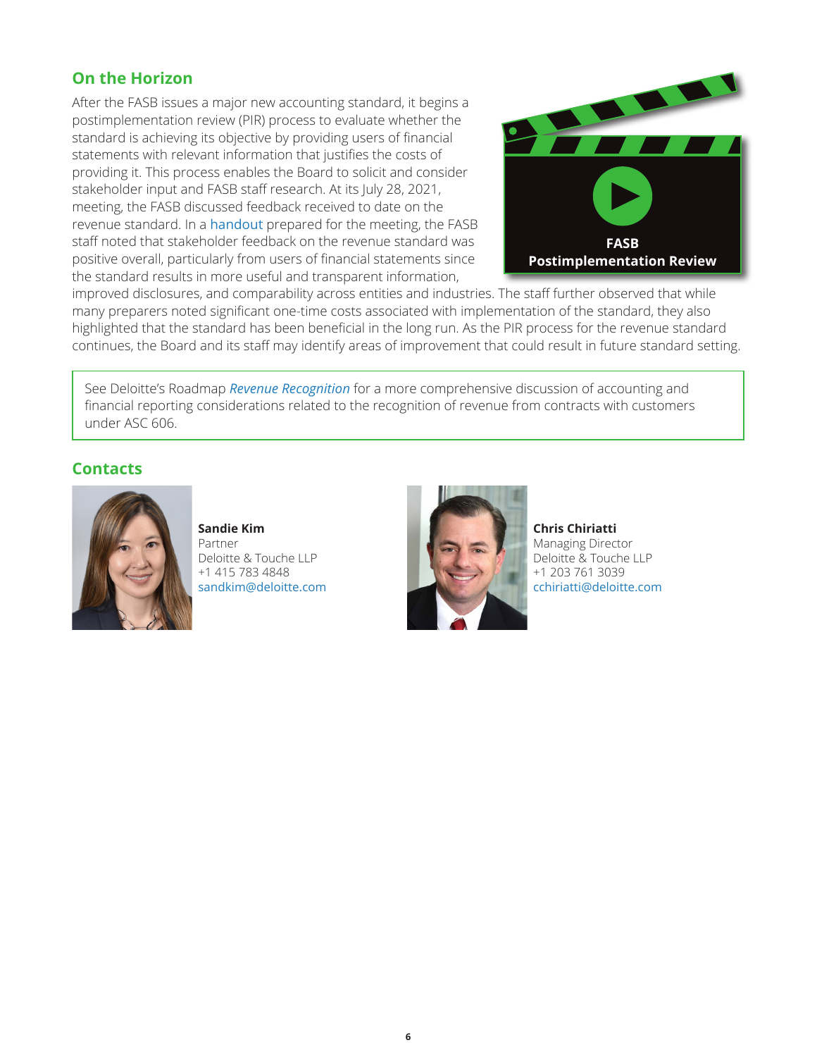## On the Horizon

After the FASB issues a major new accounting standard, it begins a postimplementation review (PIR) process to evaluate whether the standard is achieving its objective by providing users of financial statements with relevant information that justifies the costs of providing it. This process enables the Board to solicit and consider stakeholder input and FASB staff research. At its July 28, 2021, meeting, the FASB discussed feedback received to date on the revenue standard. In a handout prepared for the meeting, the FASB staff noted that stakeholder feedback on the revenue standard was positive overall, particularly from users of financial statements since the standard results in more useful and transparent information, improved disclosures, and comparability across entities and industries. The staff further observed that while many preparers noted significant one-time costs associated with implementation of the standard, they also highlighted that the standard has been beneficial in the long run. As the PIR process for the revenue standard continues, the Board and its staff may identify areas of improvement that could result in future standard setting.

**FASB Postimplementation Review**

See Deloitte's Roadmap *Revenue Recognition* for a more comprehensive discussion of accounting and financial reporting considerations related to the recognition of revenue from contracts with customers under ASC 606.

## Contacts

**Sandie Kim**
Partner
Deloitte & Touche LLP
+1 415 783 4848
sandkim@deloitte.com

**Chris Chiriatti**
Managing Director
Deloitte & Touche LLP
+1 203 761 3039
cchiriatti@deloitte.com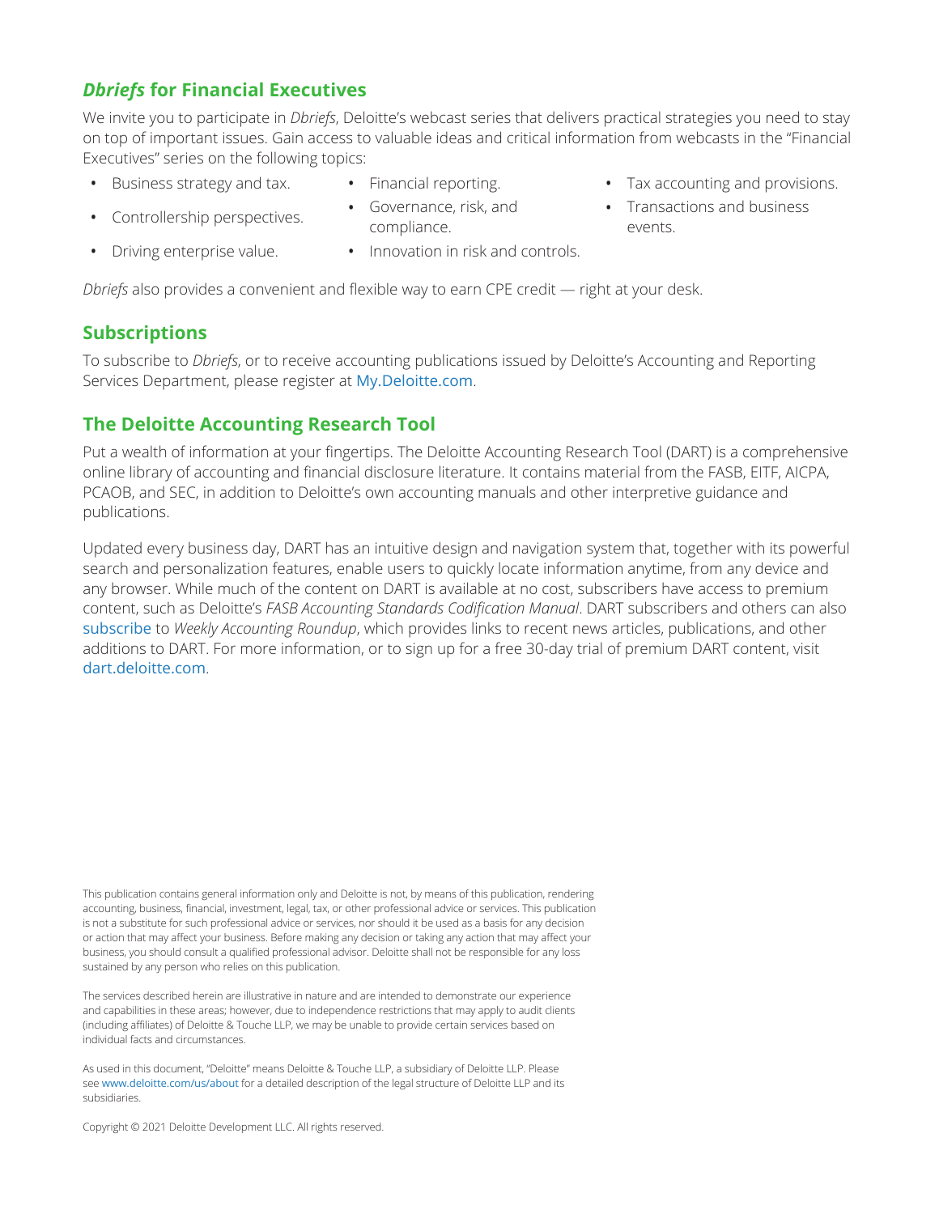## *Dbriefs* for Financial Executives

We invite you to participate in *Dbriefs*, Deloitte's webcast series that delivers practical strategies you need to stay on top of important issues. Gain access to valuable ideas and critical information from webcasts in the "Financial Executives" series on the following topics:

- Business strategy and tax.
- Controllership perspectives.
- Driving enterprise value.
- Financial reporting.
- Governance, risk, and compliance.
- Innovation in risk and controls.
- Tax accounting and provisions.
- Transactions and business events.

*Dbriefs* also provides a convenient and flexible way to earn CPE credit — right at your desk.

## Subscriptions

To subscribe to *Dbriefs*, or to receive accounting publications issued by Deloitte's Accounting and Reporting Services Department, please register at My.Deloitte.com.

## The Deloitte Accounting Research Tool

Put a wealth of information at your fingertips. The Deloitte Accounting Research Tool (DART) is a comprehensive online library of accounting and financial disclosure literature. It contains material from the FASB, EITF, AICPA, PCAOB, and SEC, in addition to Deloitte's own accounting manuals and other interpretive guidance and publications.

Updated every business day, DART has an intuitive design and navigation system that, together with its powerful search and personalization features, enable users to quickly locate information anytime, from any device and any browser. While much of the content on DART is available at no cost, subscribers have access to premium content, such as Deloitte's *FASB Accounting Standards Codification Manual*. DART subscribers and others can also subscribe to *Weekly Accounting Roundup*, which provides links to recent news articles, publications, and other additions to DART. For more information, or to sign up for a free 30-day trial of premium DART content, visit dart.deloitte.com.

This publication contains general information only and Deloitte is not, by means of this publication, rendering accounting, business, financial, investment, legal, tax, or other professional advice or services. This publication is not a substitute for such professional advice or services, nor should it be used as a basis for any decision or action that may affect your business. Before making any decision or taking any action that may affect your business, you should consult a qualified professional advisor. Deloitte shall not be responsible for any loss sustained by any person who relies on this publication.

The services described herein are illustrative in nature and are intended to demonstrate our experience and capabilities in these areas; however, due to independence restrictions that may apply to audit clients (including affiliates) of Deloitte & Touche LLP, we may be unable to provide certain services based on individual facts and circumstances.

As used in this document, "Deloitte" means Deloitte & Touche LLP, a subsidiary of Deloitte LLP. Please see www.deloitte.com/us/about for a detailed description of the legal structure of Deloitte LLP and its subsidiaries.

Copyright © 2021 Deloitte Development LLC. All rights reserved.